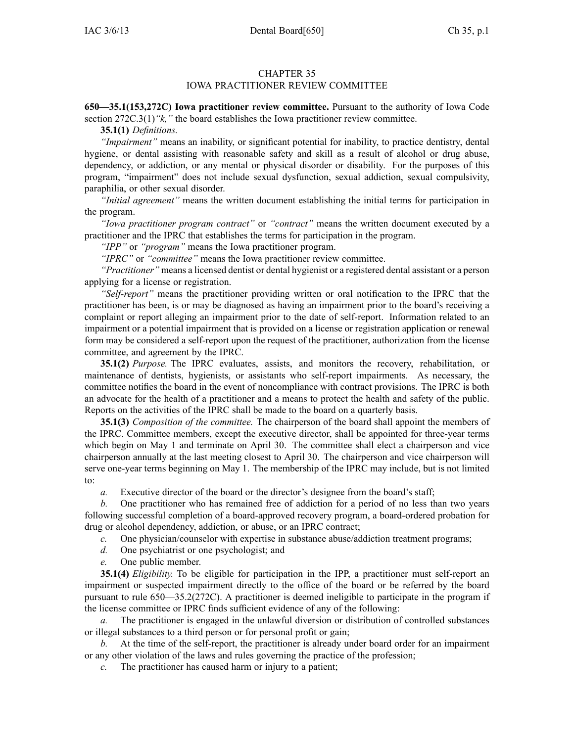## CHAPTER 35
## IOWA PRACTITIONER REVIEW COMMITTEE

**650—35.1(153,272C) Iowa practitioner review committee.** Pursuant to the authority of Iowa Code section 272C.3(1)*"k,"* the board establishes the Iowa practitioner review committee.

**35.1(1)** *Definitions.*

*"Impairment"* means an inability, or significant potential for inability, to practice dentistry, dental hygiene, or dental assisting with reasonable safety and skill as a result of alcohol or drug abuse, dependency, or addiction, or any mental or physical disorder or disability. For the purposes of this program, "impairment" does not include sexual dysfunction, sexual addiction, sexual compulsivity, paraphilia, or other sexual disorder.

*"Initial agreement"* means the written document establishing the initial terms for participation in the program.

*"Iowa practitioner program contract"* or *"contract"* means the written document executed by a practitioner and the IPRC that establishes the terms for participation in the program.

*"IPP"* or *"program"* means the Iowa practitioner program.

*"IPRC"* or *"committee"* means the Iowa practitioner review committee.

*"Practitioner"* means a licensed dentist or dental hygienist or a registered dental assistant or a person applying for a license or registration.

*"Self-report"* means the practitioner providing written or oral notification to the IPRC that the practitioner has been, is or may be diagnosed as having an impairment prior to the board's receiving a complaint or report alleging an impairment prior to the date of self-report. Information related to an impairment or a potential impairment that is provided on a license or registration application or renewal form may be considered a self-report upon the request of the practitioner, authorization from the license committee, and agreement by the IPRC.

**35.1(2)** *Purpose.* The IPRC evaluates, assists, and monitors the recovery, rehabilitation, or maintenance of dentists, hygienists, or assistants who self-report impairments. As necessary, the committee notifies the board in the event of noncompliance with contract provisions. The IPRC is both an advocate for the health of a practitioner and a means to protect the health and safety of the public. Reports on the activities of the IPRC shall be made to the board on a quarterly basis.

**35.1(3)** *Composition of the committee.* The chairperson of the board shall appoint the members of the IPRC. Committee members, except the executive director, shall be appointed for three-year terms which begin on May 1 and terminate on April 30. The committee shall elect a chairperson and vice chairperson annually at the last meeting closest to April 30. The chairperson and vice chairperson will serve one-year terms beginning on May 1. The membership of the IPRC may include, but is not limited to:

*a.* Executive director of the board or the director's designee from the board's staff;

*b.* One practitioner who has remained free of addiction for a period of no less than two years following successful completion of a board-approved recovery program, a board-ordered probation for drug or alcohol dependency, addiction, or abuse, or an IPRC contract;

*c.* One physician/counselor with expertise in substance abuse/addiction treatment programs;

*d.* One psychiatrist or one psychologist; and

*e.* One public member.

**35.1(4)** *Eligibility.* To be eligible for participation in the IPP, a practitioner must self-report an impairment or suspected impairment directly to the office of the board or be referred by the board pursuant to rule 650—35.2(272C). A practitioner is deemed ineligible to participate in the program if the license committee or IPRC finds sufficient evidence of any of the following:

*a.* The practitioner is engaged in the unlawful diversion or distribution of controlled substances or illegal substances to a third person or for personal profit or gain;

*b.* At the time of the self-report, the practitioner is already under board order for an impairment or any other violation of the laws and rules governing the practice of the profession;

*c.* The practitioner has caused harm or injury to a patient;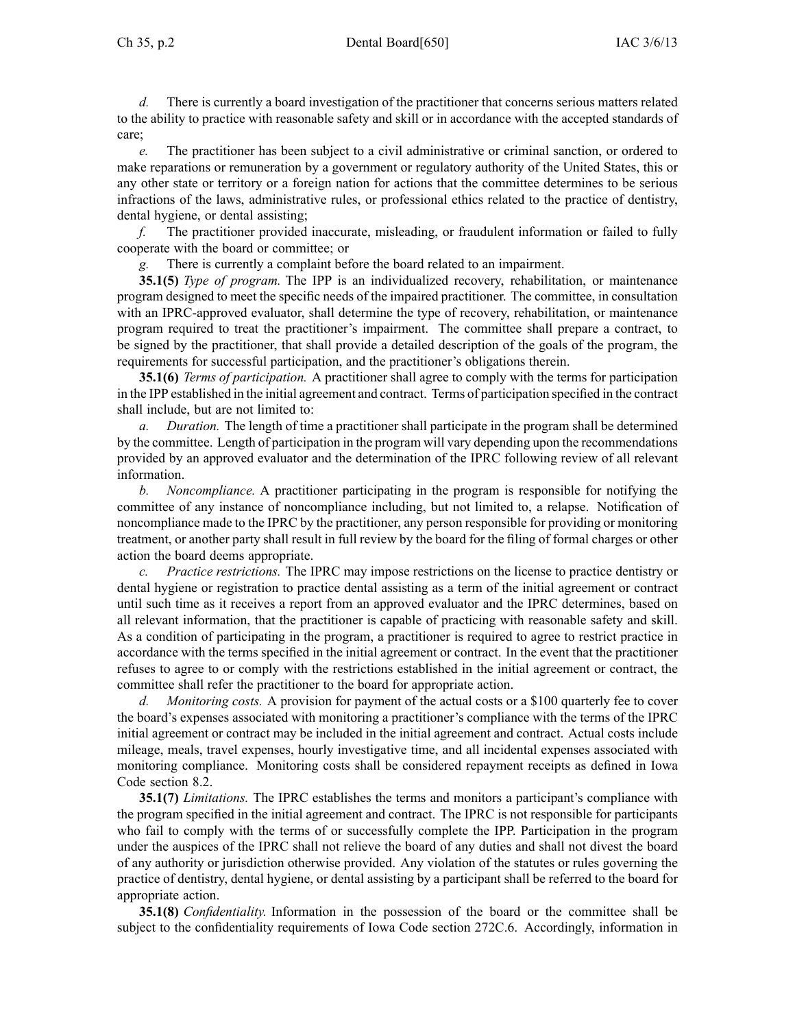*d.* There is currently a board investigation of the practitioner that concerns serious matters related to the ability to practice with reasonable safety and skill or in accordance with the accepted standards of care;

*e.* The practitioner has been subject to a civil administrative or criminal sanction, or ordered to make reparations or remuneration by a government or regulatory authority of the United States, this or any other state or territory or a foreign nation for actions that the committee determines to be serious infractions of the laws, administrative rules, or professional ethics related to the practice of dentistry, dental hygiene, or dental assisting;

*f.* The practitioner provided inaccurate, misleading, or fraudulent information or failed to fully cooperate with the board or committee; or

*g.* There is currently a complaint before the board related to an impairment.

**35.1(5)** *Type of program.* The IPP is an individualized recovery, rehabilitation, or maintenance program designed to meet the specific needs of the impaired practitioner. The committee, in consultation with an IPRC-approved evaluator, shall determine the type of recovery, rehabilitation, or maintenance program required to treat the practitioner's impairment. The committee shall prepare a contract, to be signed by the practitioner, that shall provide a detailed description of the goals of the program, the requirements for successful participation, and the practitioner's obligations therein.

**35.1(6)** *Terms of participation.* A practitioner shall agree to comply with the terms for participation in the IPP established in the initial agreement and contract. Terms of participation specified in the contract shall include, but are not limited to:

*a.* *Duration.* The length of time a practitioner shall participate in the program shall be determined by the committee. Length of participation in the program will vary depending upon the recommendations provided by an approved evaluator and the determination of the IPRC following review of all relevant information.

*b.* *Noncompliance.* A practitioner participating in the program is responsible for notifying the committee of any instance of noncompliance including, but not limited to, a relapse. Notification of noncompliance made to the IPRC by the practitioner, any person responsible for providing or monitoring treatment, or another party shall result in full review by the board for the filing of formal charges or other action the board deems appropriate.

*c.* *Practice restrictions.* The IPRC may impose restrictions on the license to practice dentistry or dental hygiene or registration to practice dental assisting as a term of the initial agreement or contract until such time as it receives a report from an approved evaluator and the IPRC determines, based on all relevant information, that the practitioner is capable of practicing with reasonable safety and skill. As a condition of participating in the program, a practitioner is required to agree to restrict practice in accordance with the terms specified in the initial agreement or contract. In the event that the practitioner refuses to agree to or comply with the restrictions established in the initial agreement or contract, the committee shall refer the practitioner to the board for appropriate action.

*d.* *Monitoring costs.* A provision for payment of the actual costs or a $100 quarterly fee to cover the board's expenses associated with monitoring a practitioner's compliance with the terms of the IPRC initial agreement or contract may be included in the initial agreement and contract. Actual costs include mileage, meals, travel expenses, hourly investigative time, and all incidental expenses associated with monitoring compliance. Monitoring costs shall be considered repayment receipts as defined in Iowa Code section 8.2.

**35.1(7)** *Limitations.* The IPRC establishes the terms and monitors a participant's compliance with the program specified in the initial agreement and contract. The IPRC is not responsible for participants who fail to comply with the terms of or successfully complete the IPP. Participation in the program under the auspices of the IPRC shall not relieve the board of any duties and shall not divest the board of any authority or jurisdiction otherwise provided. Any violation of the statutes or rules governing the practice of dentistry, dental hygiene, or dental assisting by a participant shall be referred to the board for appropriate action.

**35.1(8)** *Confidentiality.* Information in the possession of the board or the committee shall be subject to the confidentiality requirements of Iowa Code section 272C.6. Accordingly, information in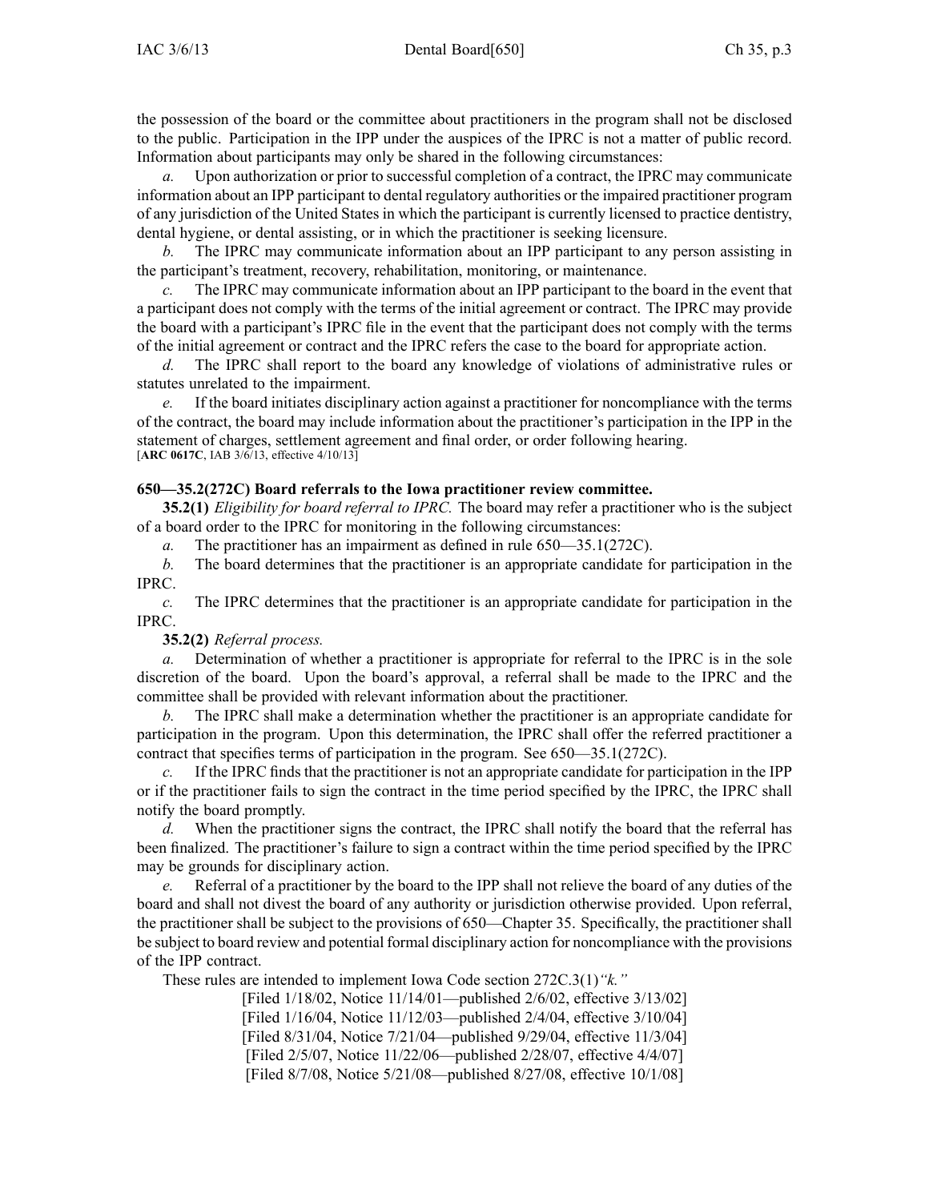the possession of the board or the committee about practitioners in the program shall not be disclosed to the public. Participation in the IPP under the auspices of the IPRC is not a matter of public record. Information about participants may only be shared in the following circumstances:

*a.* Upon authorization or prior to successful completion of a contract, the IPRC may communicate information about an IPP participant to dental regulatory authorities or the impaired practitioner program of any jurisdiction of the United States in which the participant is currently licensed to practice dentistry, dental hygiene, or dental assisting, or in which the practitioner is seeking licensure.

*b.* The IPRC may communicate information about an IPP participant to any person assisting in the participant's treatment, recovery, rehabilitation, monitoring, or maintenance.

*c.* The IPRC may communicate information about an IPP participant to the board in the event that a participant does not comply with the terms of the initial agreement or contract. The IPRC may provide the board with a participant's IPRC file in the event that the participant does not comply with the terms of the initial agreement or contract and the IPRC refers the case to the board for appropriate action.

*d.* The IPRC shall report to the board any knowledge of violations of administrative rules or statutes unrelated to the impairment.

*e.* If the board initiates disciplinary action against a practitioner for noncompliance with the terms of the contract, the board may include information about the practitioner's participation in the IPP in the statement of charges, settlement agreement and final order, or order following hearing.
[**ARC 0617C**, IAB 3/6/13, effective 4/10/13]

**650—35.2(272C) Board referrals to the Iowa practitioner review committee.**

**35.2(1)** *Eligibility for board referral to IPRC.* The board may refer a practitioner who is the subject of a board order to the IPRC for monitoring in the following circumstances:

*a.* The practitioner has an impairment as defined in rule 650—35.1(272C).

*b.* The board determines that the practitioner is an appropriate candidate for participation in the IPRC.

*c.* The IPRC determines that the practitioner is an appropriate candidate for participation in the IPRC.

**35.2(2)** *Referral process.*

*a.* Determination of whether a practitioner is appropriate for referral to the IPRC is in the sole discretion of the board. Upon the board's approval, a referral shall be made to the IPRC and the committee shall be provided with relevant information about the practitioner.

*b.* The IPRC shall make a determination whether the practitioner is an appropriate candidate for participation in the program. Upon this determination, the IPRC shall offer the referred practitioner a contract that specifies terms of participation in the program. See 650—35.1(272C).

*c.* If the IPRC finds that the practitioner is not an appropriate candidate for participation in the IPP or if the practitioner fails to sign the contract in the time period specified by the IPRC, the IPRC shall notify the board promptly.

*d.* When the practitioner signs the contract, the IPRC shall notify the board that the referral has been finalized. The practitioner's failure to sign a contract within the time period specified by the IPRC may be grounds for disciplinary action.

*e.* Referral of a practitioner by the board to the IPP shall not relieve the board of any duties of the board and shall not divest the board of any authority or jurisdiction otherwise provided. Upon referral, the practitioner shall be subject to the provisions of 650—Chapter 35. Specifically, the practitioner shall be subject to board review and potential formal disciplinary action for noncompliance with the provisions of the IPP contract.

These rules are intended to implement Iowa Code section 272C.3(1)*"k."*

[Filed 1/18/02, Notice 11/14/01—published 2/6/02, effective 3/13/02]
[Filed 1/16/04, Notice 11/12/03—published 2/4/04, effective 3/10/04]
[Filed 8/31/04, Notice 7/21/04—published 9/29/04, effective 11/3/04]
[Filed 2/5/07, Notice 11/22/06—published 2/28/07, effective 4/4/07]
[Filed 8/7/08, Notice 5/21/08—published 8/27/08, effective 10/1/08]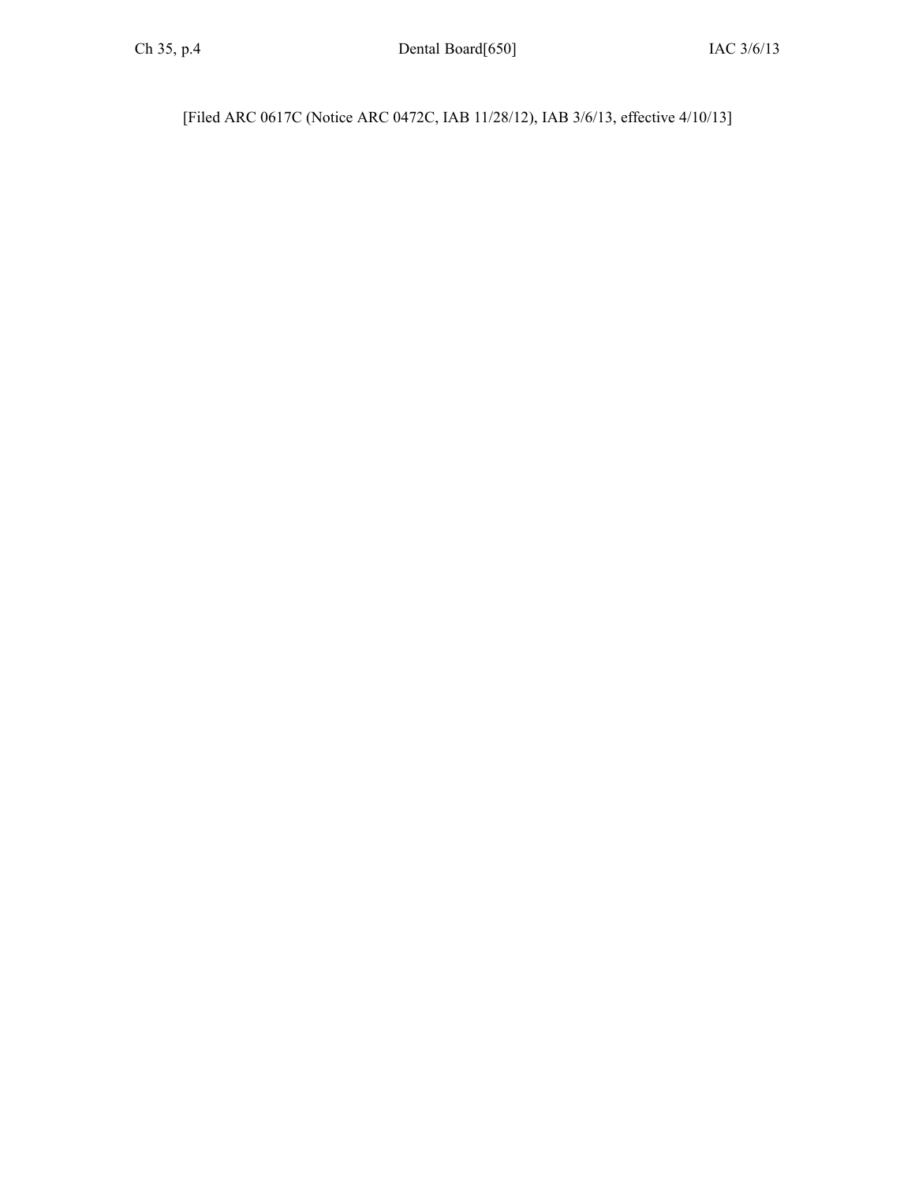[Filed ARC 0617C (Notice ARC 0472C, IAB 11/28/12), IAB 3/6/13, effective 4/10/13]